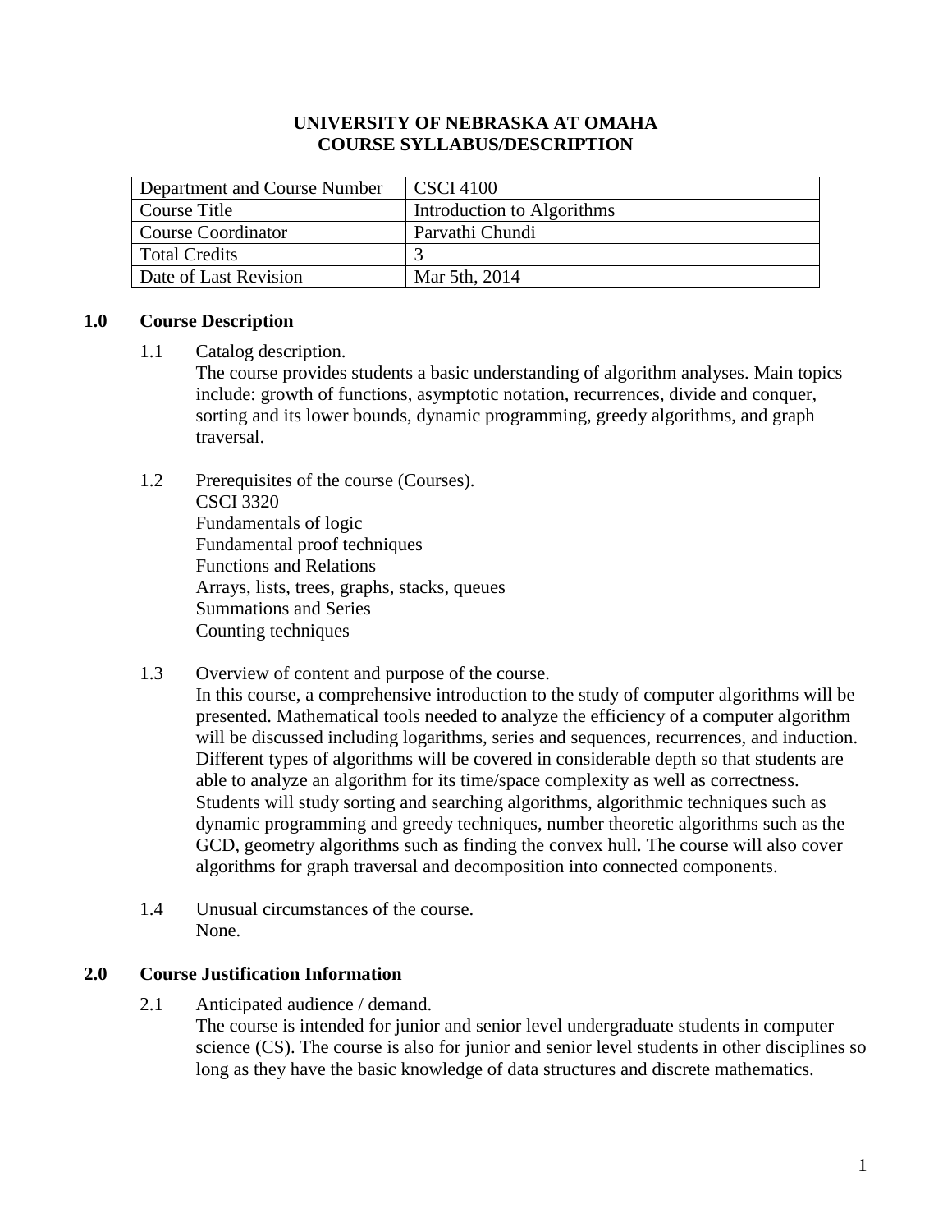# UNIVERSITY OF NEBRASKA AT OMAHA
## COURSE SYLLABUS/DESCRIPTION

| Department and Course Number | CSCI 4100 |
|---|---|
| Course Title | Introduction to Algorithms |
| Course Coordinator | Parvathi Chundi |
| Total Credits | 3 |
| Date of Last Revision | Mar 5th, 2014 |

## 1.0 Course Description

1.1 Catalog description.
The course provides students a basic understanding of algorithm analyses. Main topics include: growth of functions, asymptotic notation, recurrences, divide and conquer, sorting and its lower bounds, dynamic programming, greedy algorithms, and graph traversal.

1.2 Prerequisites of the course (Courses).
CSCI 3320
Fundamentals of logic
Fundamental proof techniques
Functions and Relations
Arrays, lists, trees, graphs, stacks, queues
Summations and Series
Counting techniques

1.3 Overview of content and purpose of the course.
In this course, a comprehensive introduction to the study of computer algorithms will be presented. Mathematical tools needed to analyze the efficiency of a computer algorithm will be discussed including logarithms, series and sequences, recurrences, and induction. Different types of algorithms will be covered in considerable depth so that students are able to analyze an algorithm for its time/space complexity as well as correctness. Students will study sorting and searching algorithms, algorithmic techniques such as dynamic programming and greedy techniques, number theoretic algorithms such as the GCD, geometry algorithms such as finding the convex hull. The course will also cover algorithms for graph traversal and decomposition into connected components.

1.4 Unusual circumstances of the course.
None.

## 2.0 Course Justification Information

2.1 Anticipated audience / demand.
The course is intended for junior and senior level undergraduate students in computer science (CS). The course is also for junior and senior level students in other disciplines so long as they have the basic knowledge of data structures and discrete mathematics.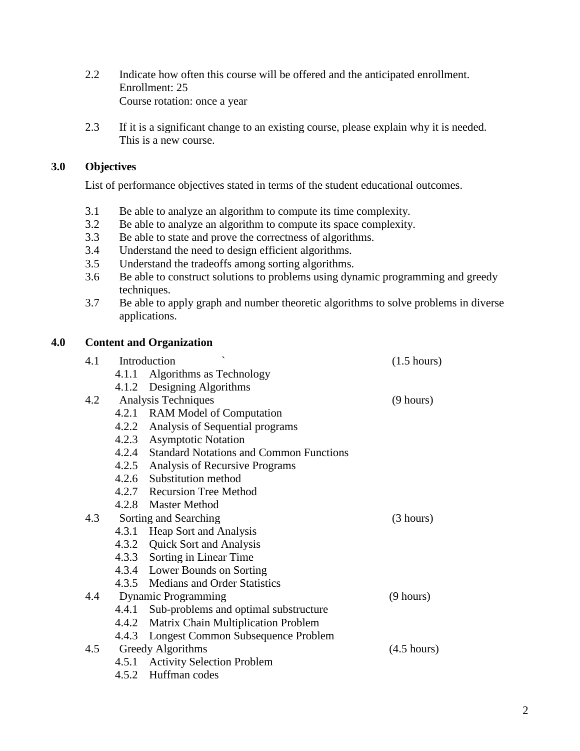2.2 Indicate how often this course will be offered and the anticipated enrollment.
Enrollment: 25
Course rotation: once a year

2.3 If it is a significant change to an existing course, please explain why it is needed.
This is a new course.

## 3.0 Objectives

List of performance objectives stated in terms of the student educational outcomes.

3.1 Be able to analyze an algorithm to compute its time complexity.
3.2 Be able to analyze an algorithm to compute its space complexity.
3.3 Be able to state and prove the correctness of algorithms.
3.4 Understand the need to design efficient algorithms.
3.5 Understand the tradeoffs among sorting algorithms.
3.6 Be able to construct solutions to problems using dynamic programming and greedy techniques.
3.7 Be able to apply graph and number theoretic algorithms to solve problems in diverse applications.

## 4.0 Content and Organization

4.1 Introduction ` (1.5 hours)
- 4.1.1 Algorithms as Technology
- 4.1.2 Designing Algorithms

4.2 Analysis Techniques (9 hours)
- 4.2.1 RAM Model of Computation
- 4.2.2 Analysis of Sequential programs
- 4.2.3 Asymptotic Notation
- 4.2.4 Standard Notations and Common Functions
- 4.2.5 Analysis of Recursive Programs
- 4.2.6 Substitution method
- 4.2.7 Recursion Tree Method
- 4.2.8 Master Method

4.3 Sorting and Searching (3 hours)
- 4.3.1 Heap Sort and Analysis
- 4.3.2 Quick Sort and Analysis
- 4.3.3 Sorting in Linear Time
- 4.3.4 Lower Bounds on Sorting
- 4.3.5 Medians and Order Statistics

4.4 Dynamic Programming (9 hours)
- 4.4.1 Sub-problems and optimal substructure
- 4.4.2 Matrix Chain Multiplication Problem
- 4.4.3 Longest Common Subsequence Problem

4.5 Greedy Algorithms (4.5 hours)
- 4.5.1 Activity Selection Problem
- 4.5.2 Huffman codes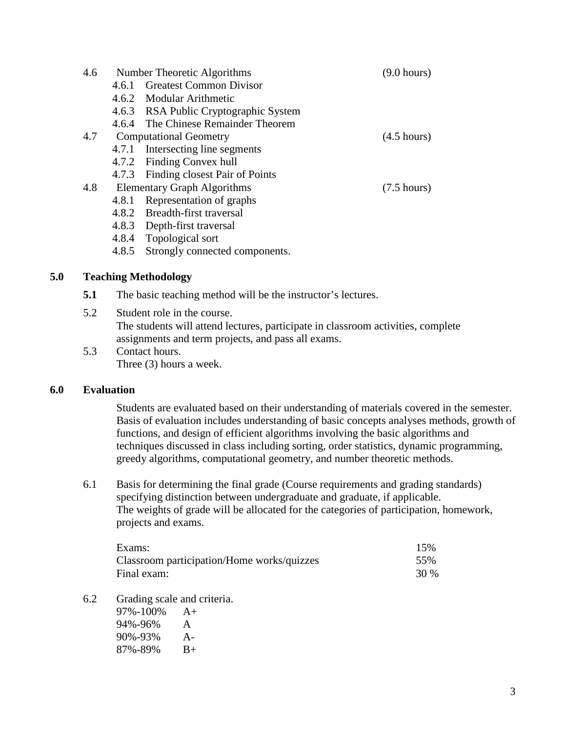4.6 Number Theoretic Algorithms (9.0 hours)
- 4.6.1 Greatest Common Divisor
- 4.6.2 Modular Arithmetic
- 4.6.3 RSA Public Cryptographic System
- 4.6.4 The Chinese Remainder Theorem

4.7 Computational Geometry (4.5 hours)
- 4.7.1 Intersecting line segments
- 4.7.2 Finding Convex hull
- 4.7.3 Finding closest Pair of Points

4.8 Elementary Graph Algorithms (7.5 hours)
- 4.8.1 Representation of graphs
- 4.8.2 Breadth-first traversal
- 4.8.3 Depth-first traversal
- 4.8.4 Topological sort
- 4.8.5 Strongly connected components.

## 5.0 Teaching Methodology

**5.1** The basic teaching method will be the instructor's lectures.

5.2 Student role in the course.
The students will attend lectures, participate in classroom activities, complete assignments and term projects, and pass all exams.

5.3 Contact hours.
Three (3) hours a week.

## 6.0 Evaluation

Students are evaluated based on their understanding of materials covered in the semester. Basis of evaluation includes understanding of basic concepts analyses methods, growth of functions, and design of efficient algorithms involving the basic algorithms and techniques discussed in class including sorting, order statistics, dynamic programming, greedy algorithms, computational geometry, and number theoretic methods.

6.1 Basis for determining the final grade (Course requirements and grading standards) specifying distinction between undergraduate and graduate, if applicable.
The weights of grade will be allocated for the categories of participation, homework, projects and exams.

| | |
|---|---|
| Exams: | 15% |
| Classroom participation/Home works/quizzes | 55% |
| Final exam: | 30 % |

6.2 Grading scale and criteria.

| | |
|---|---|
| 97%-100% | A+ |
| 94%-96% | A |
| 90%-93% | A- |
| 87%-89% | B+ |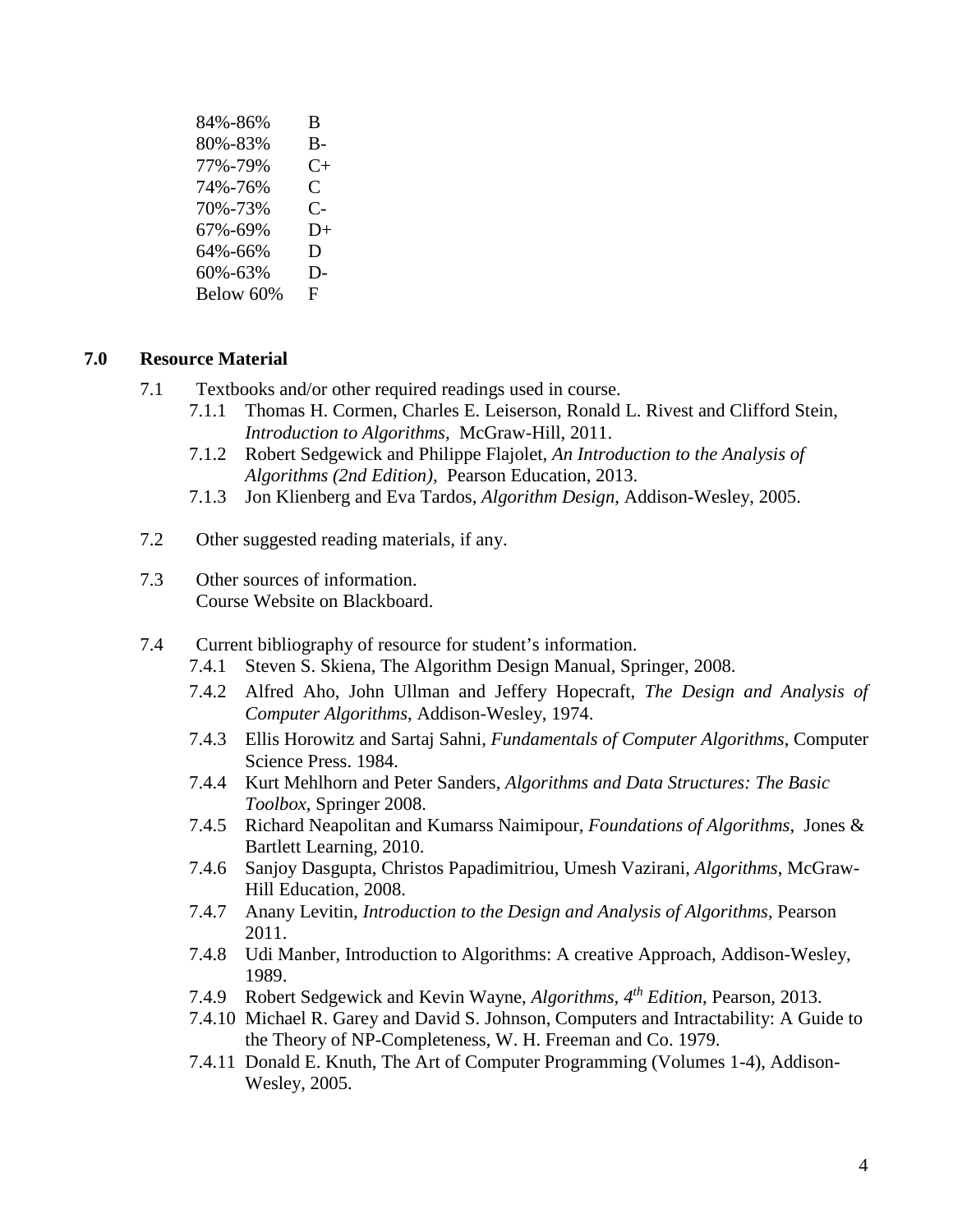| | |
|---|---|
| 84%-86% | B |
| 80%-83% | B- |
| 77%-79% | C+ |
| 74%-76% | C |
| 70%-73% | C- |
| 67%-69% | D+ |
| 64%-66% | D |
| 60%-63% | D- |
| Below 60% | F |

## 7.0 Resource Material

7.1 Textbooks and/or other required readings used in course.

- 7.1.1 Thomas H. Cormen, Charles E. Leiserson, Ronald L. Rivest and Clifford Stein, *Introduction to Algorithms*, McGraw-Hill, 2011.
- 7.1.2 Robert Sedgewick and Philippe Flajolet, *An Introduction to the Analysis of Algorithms (2nd Edition)*, Pearson Education, 2013.
- 7.1.3 Jon Klienberg and Eva Tardos, *Algorithm Design*, Addison-Wesley, 2005.

7.2 Other suggested reading materials, if any.

7.3 Other sources of information.
Course Website on Blackboard.

7.4 Current bibliography of resource for student's information.

- 7.4.1 Steven S. Skiena, The Algorithm Design Manual, Springer, 2008.
- 7.4.2 Alfred Aho, John Ullman and Jeffery Hopecraft, *The Design and Analysis of Computer Algorithms*, Addison-Wesley, 1974.
- 7.4.3 Ellis Horowitz and Sartaj Sahni, *Fundamentals of Computer Algorithms*, Computer Science Press. 1984.
- 7.4.4 Kurt Mehlhorn and Peter Sanders, *Algorithms and Data Structures: The Basic Toolbox*, Springer 2008.
- 7.4.5 Richard Neapolitan and Kumarss Naimipour, *Foundations of Algorithms*, Jones & Bartlett Learning, 2010.
- 7.4.6 Sanjoy Dasgupta, Christos Papadimitriou, Umesh Vazirani, *Algorithms*, McGraw-Hill Education, 2008.
- 7.4.7 Anany Levitin, *Introduction to the Design and Analysis of Algorithms*, Pearson 2011.
- 7.4.8 Udi Manber, Introduction to Algorithms: A creative Approach, Addison-Wesley, 1989.
- 7.4.9 Robert Sedgewick and Kevin Wayne, *Algorithms, 4th Edition*, Pearson, 2013.
- 7.4.10 Michael R. Garey and David S. Johnson, Computers and Intractability: A Guide to the Theory of NP-Completeness, W. H. Freeman and Co. 1979.
- 7.4.11 Donald E. Knuth, The Art of Computer Programming (Volumes 1-4), Addison-Wesley, 2005.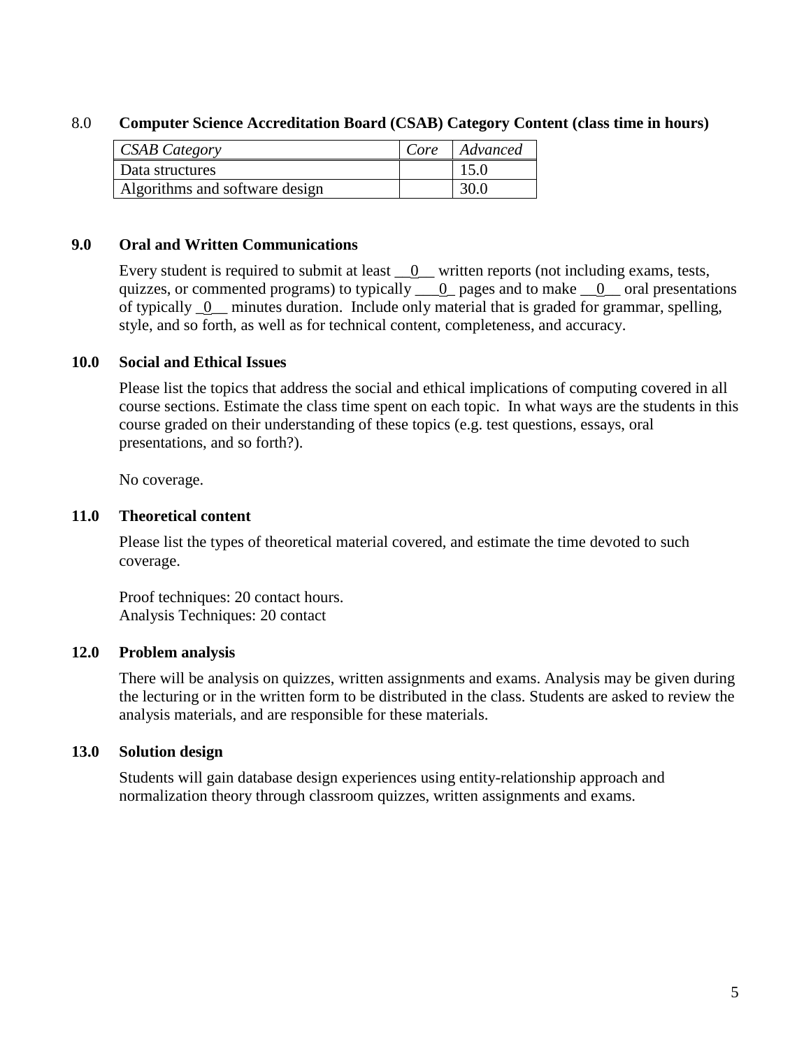## 8.0 Computer Science Accreditation Board (CSAB) Category Content (class time in hours)

| *CSAB Category* | *Core* | *Advanced* |
|---|---|---|
| Data structures | | 15.0 |
| Algorithms and software design | | 30.0 |

## 9.0 Oral and Written Communications

Every student is required to submit at least __0__ written reports (not including exams, tests, quizzes, or commented programs) to typically ___0_ pages and to make __0__ oral presentations of typically _0__ minutes duration. Include only material that is graded for grammar, spelling, style, and so forth, as well as for technical content, completeness, and accuracy.

## 10.0 Social and Ethical Issues

Please list the topics that address the social and ethical implications of computing covered in all course sections. Estimate the class time spent on each topic. In what ways are the students in this course graded on their understanding of these topics (e.g. test questions, essays, oral presentations, and so forth?).

No coverage.

## 11.0 Theoretical content

Please list the types of theoretical material covered, and estimate the time devoted to such coverage.

Proof techniques: 20 contact hours.
Analysis Techniques: 20 contact

## 12.0 Problem analysis

There will be analysis on quizzes, written assignments and exams. Analysis may be given during the lecturing or in the written form to be distributed in the class. Students are asked to review the analysis materials, and are responsible for these materials.

## 13.0 Solution design

Students will gain database design experiences using entity-relationship approach and normalization theory through classroom quizzes, written assignments and exams.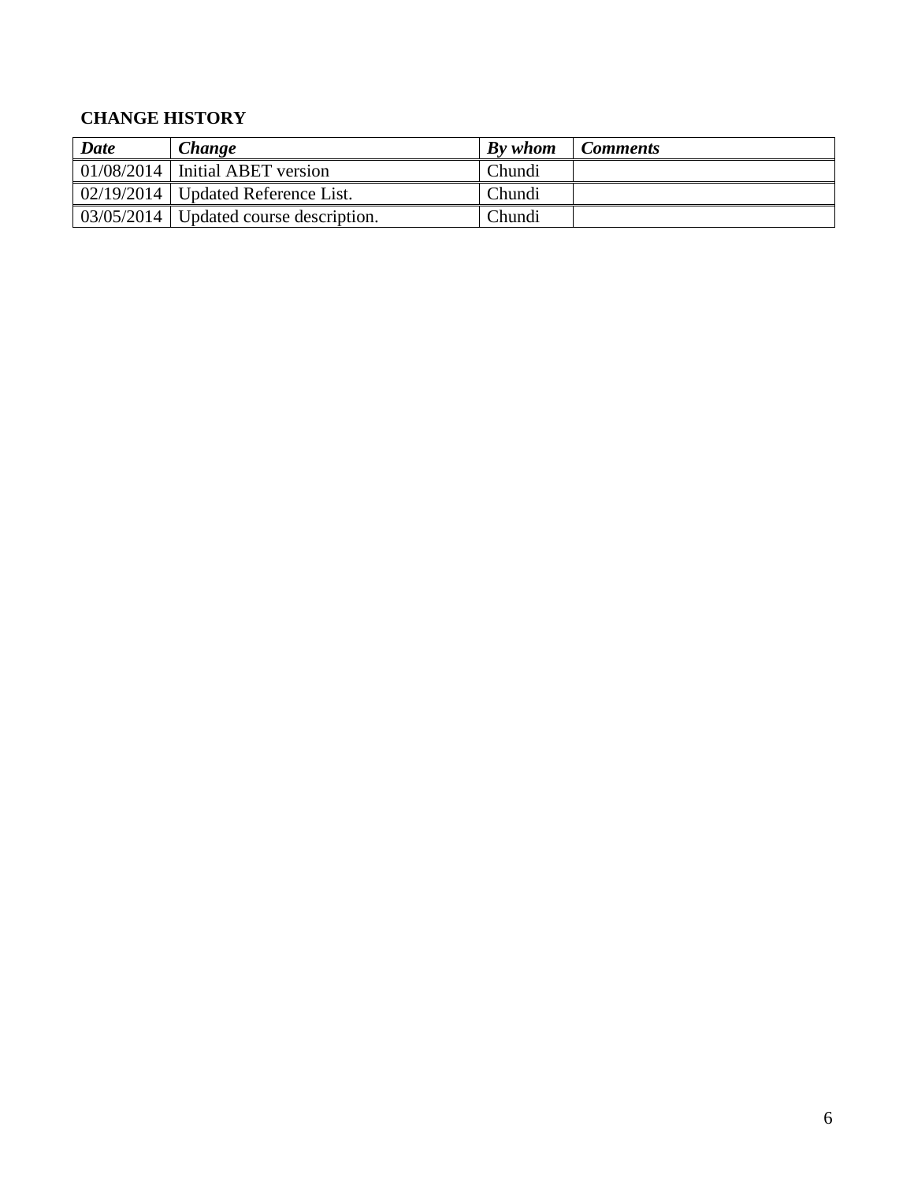**CHANGE HISTORY**

| *Date* | *Change* | *By whom* | *Comments* |
|---|---|---|---|
| 01/08/2014 | Initial ABET version | Chundi | |
| 02/19/2014 | Updated Reference List. | Chundi | |
| 03/05/2014 | Updated course description. | Chundi | |